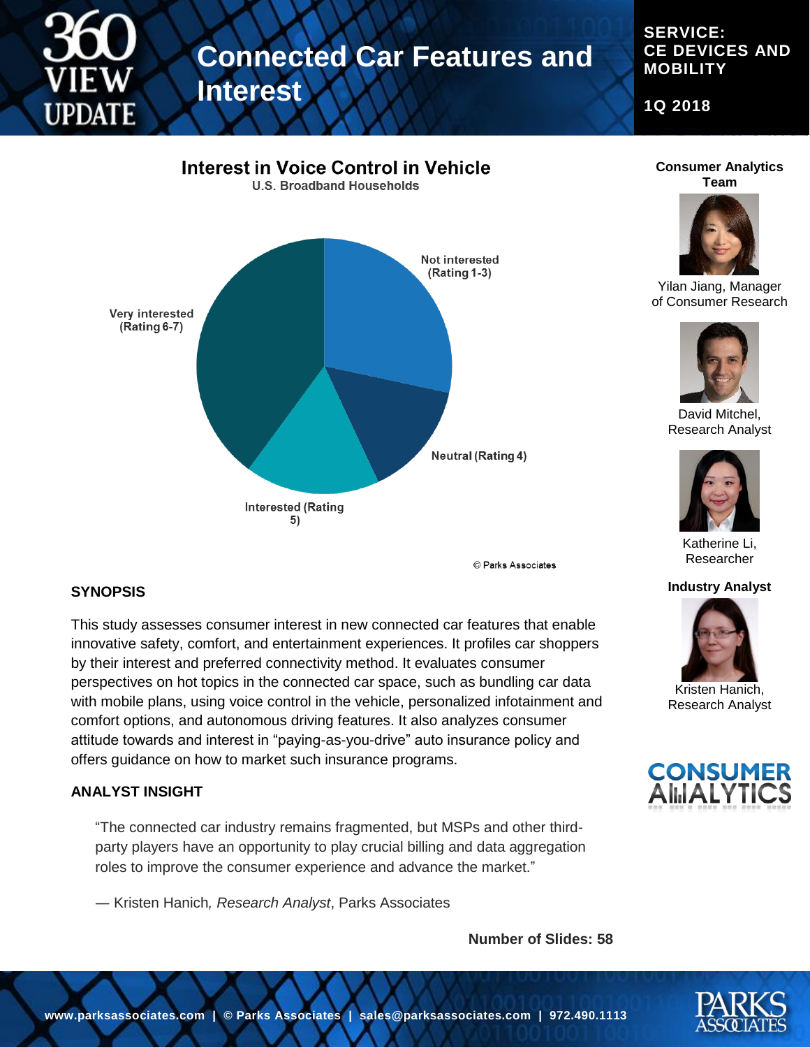# Connected Car Features and Interest

**SERVICE: CE DEVICES AND MOBILITY**

**1Q 2018**

## Interest in Voice Control in Vehicle

U.S. Broadband Households

- Not interested (Rating 1-3)
- Neutral (Rating 4)
- Interested (Rating 5)
- Very interested (Rating 6-7)

© Parks Associates

### SYNOPSIS

This study assesses consumer interest in new connected car features that enable innovative safety, comfort, and entertainment experiences. It profiles car shoppers by their interest and preferred connectivity method. It evaluates consumer perspectives on hot topics in the connected car space, such as bundling car data with mobile plans, using voice control in the vehicle, personalized infotainment and comfort options, and autonomous driving features. It also analyzes consumer attitude towards and interest in "paying-as-you-drive" auto insurance policy and offers guidance on how to market such insurance programs.

### ANALYST INSIGHT

> "The connected car industry remains fragmented, but MSPs and other third-party players have an opportunity to play crucial billing and data aggregation roles to improve the consumer experience and advance the market."
>
> — Kristen Hanich*, Research Analyst*, Parks Associates

**Number of Slides: 58**

**Consumer Analytics Team**

Yilan Jiang, Manager of Consumer Research

David Mitchel, Research Analyst

Katherine Li, Researcher

**Industry Analyst**

Kristen Hanich, Research Analyst

CONSUMER ANALYTICS

**www.parksassociates.com | © Parks Associates | sales@parksassociates.com | 972.490.1113**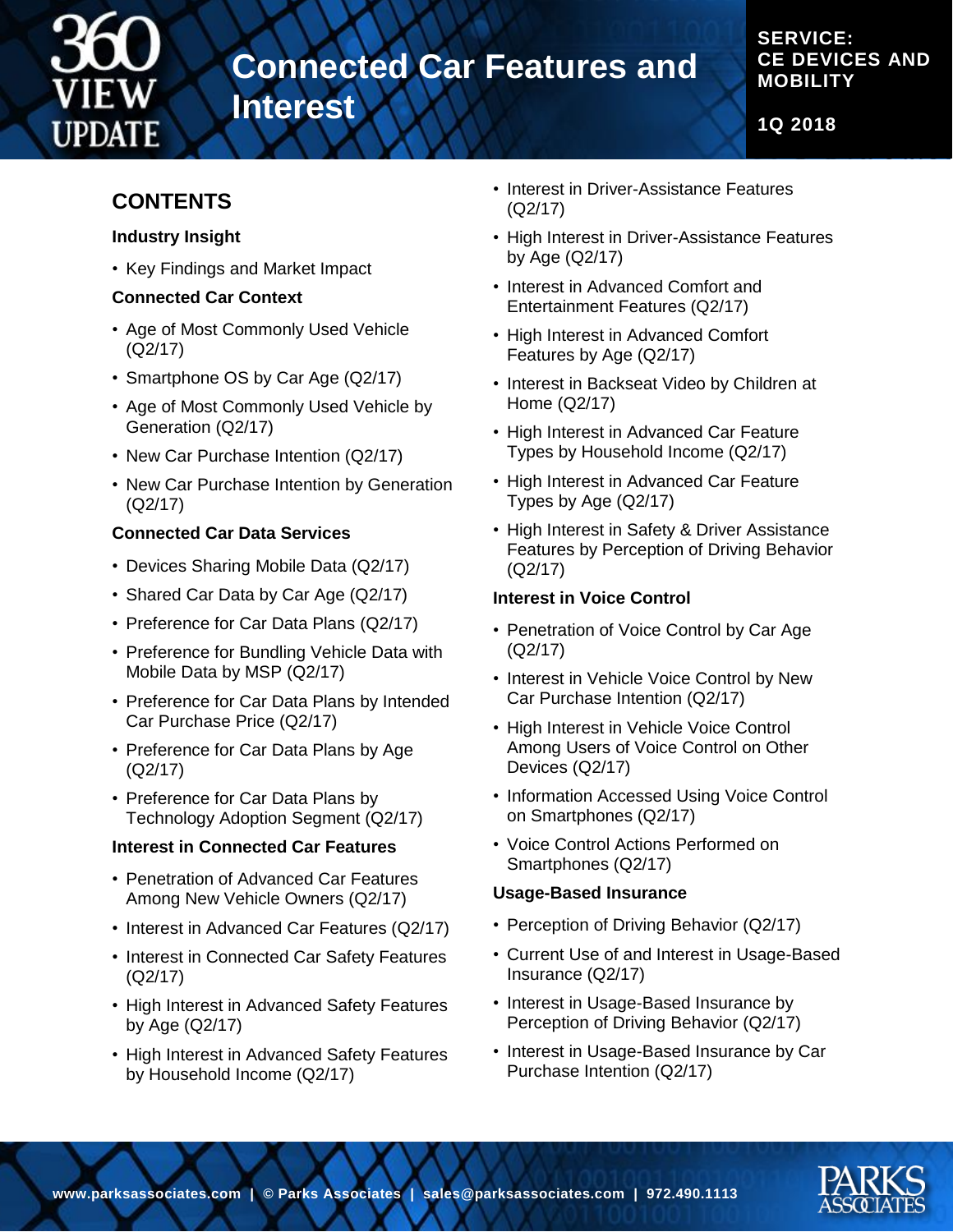# Connected Car Features and Interest

**SERVICE: CE DEVICES AND MOBILITY**

**1Q 2018**

## CONTENTS

### Industry Insight

- Key Findings and Market Impact

### Connected Car Context

- Age of Most Commonly Used Vehicle (Q2/17)
- Smartphone OS by Car Age (Q2/17)
- Age of Most Commonly Used Vehicle by Generation (Q2/17)
- New Car Purchase Intention (Q2/17)
- New Car Purchase Intention by Generation (Q2/17)

### Connected Car Data Services

- Devices Sharing Mobile Data (Q2/17)
- Shared Car Data by Car Age (Q2/17)
- Preference for Car Data Plans (Q2/17)
- Preference for Bundling Vehicle Data with Mobile Data by MSP (Q2/17)
- Preference for Car Data Plans by Intended Car Purchase Price (Q2/17)
- Preference for Car Data Plans by Age (Q2/17)
- Preference for Car Data Plans by Technology Adoption Segment (Q2/17)

### Interest in Connected Car Features

- Penetration of Advanced Car Features Among New Vehicle Owners (Q2/17)
- Interest in Advanced Car Features (Q2/17)
- Interest in Connected Car Safety Features (Q2/17)
- High Interest in Advanced Safety Features by Age (Q2/17)
- High Interest in Advanced Safety Features by Household Income (Q2/17)
- Interest in Driver-Assistance Features (Q2/17)
- High Interest in Driver-Assistance Features by Age (Q2/17)
- Interest in Advanced Comfort and Entertainment Features (Q2/17)
- High Interest in Advanced Comfort Features by Age (Q2/17)
- Interest in Backseat Video by Children at Home (Q2/17)
- High Interest in Advanced Car Feature Types by Household Income (Q2/17)
- High Interest in Advanced Car Feature Types by Age (Q2/17)
- High Interest in Safety & Driver Assistance Features by Perception of Driving Behavior (Q2/17)

### Interest in Voice Control

- Penetration of Voice Control by Car Age (Q2/17)
- Interest in Vehicle Voice Control by New Car Purchase Intention (Q2/17)
- High Interest in Vehicle Voice Control Among Users of Voice Control on Other Devices (Q2/17)
- Information Accessed Using Voice Control on Smartphones (Q2/17)
- Voice Control Actions Performed on Smartphones (Q2/17)

### Usage-Based Insurance

- Perception of Driving Behavior (Q2/17)
- Current Use of and Interest in Usage-Based Insurance (Q2/17)
- Interest in Usage-Based Insurance by Perception of Driving Behavior (Q2/17)
- Interest in Usage-Based Insurance by Car Purchase Intention (Q2/17)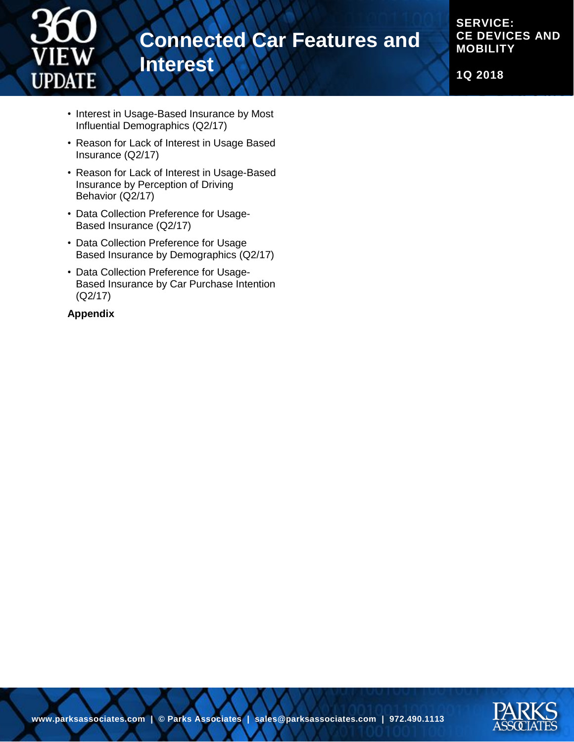- Interest in Usage-Based Insurance by Most Influential Demographics (Q2/17)
- Reason for Lack of Interest in Usage Based Insurance (Q2/17)
- Reason for Lack of Interest in Usage-Based Insurance by Perception of Driving Behavior (Q2/17)
- Data Collection Preference for Usage-Based Insurance (Q2/17)
- Data Collection Preference for Usage Based Insurance by Demographics (Q2/17)
- Data Collection Preference for Usage-Based Insurance by Car Purchase Intention (Q2/17)

**Appendix**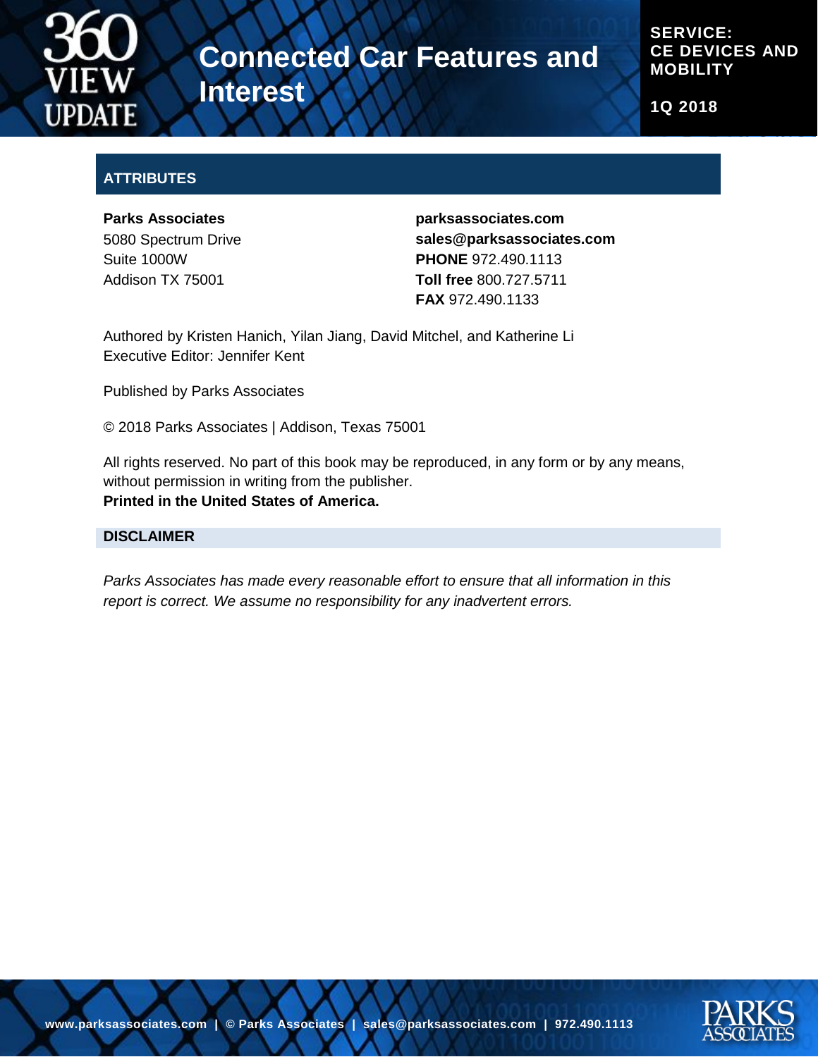# Connected Car Features and Interest

**SERVICE: CE DEVICES AND MOBILITY**

**1Q 2018**

## ATTRIBUTES

**Parks Associates**
5080 Spectrum Drive
Suite 1000W
Addison TX 75001

**parksassociates.com**
**sales@parksassociates.com**
**PHONE** 972.490.1113
**Toll free** 800.727.5711
**FAX** 972.490.1133

Authored by Kristen Hanich, Yilan Jiang, David Mitchel, and Katherine Li
Executive Editor: Jennifer Kent

Published by Parks Associates

© 2018 Parks Associates | Addison, Texas 75001

All rights reserved. No part of this book may be reproduced, in any form or by any means, without permission in writing from the publisher.
**Printed in the United States of America.**

## DISCLAIMER

*Parks Associates has made every reasonable effort to ensure that all information in this report is correct. We assume no responsibility for any inadvertent errors.*